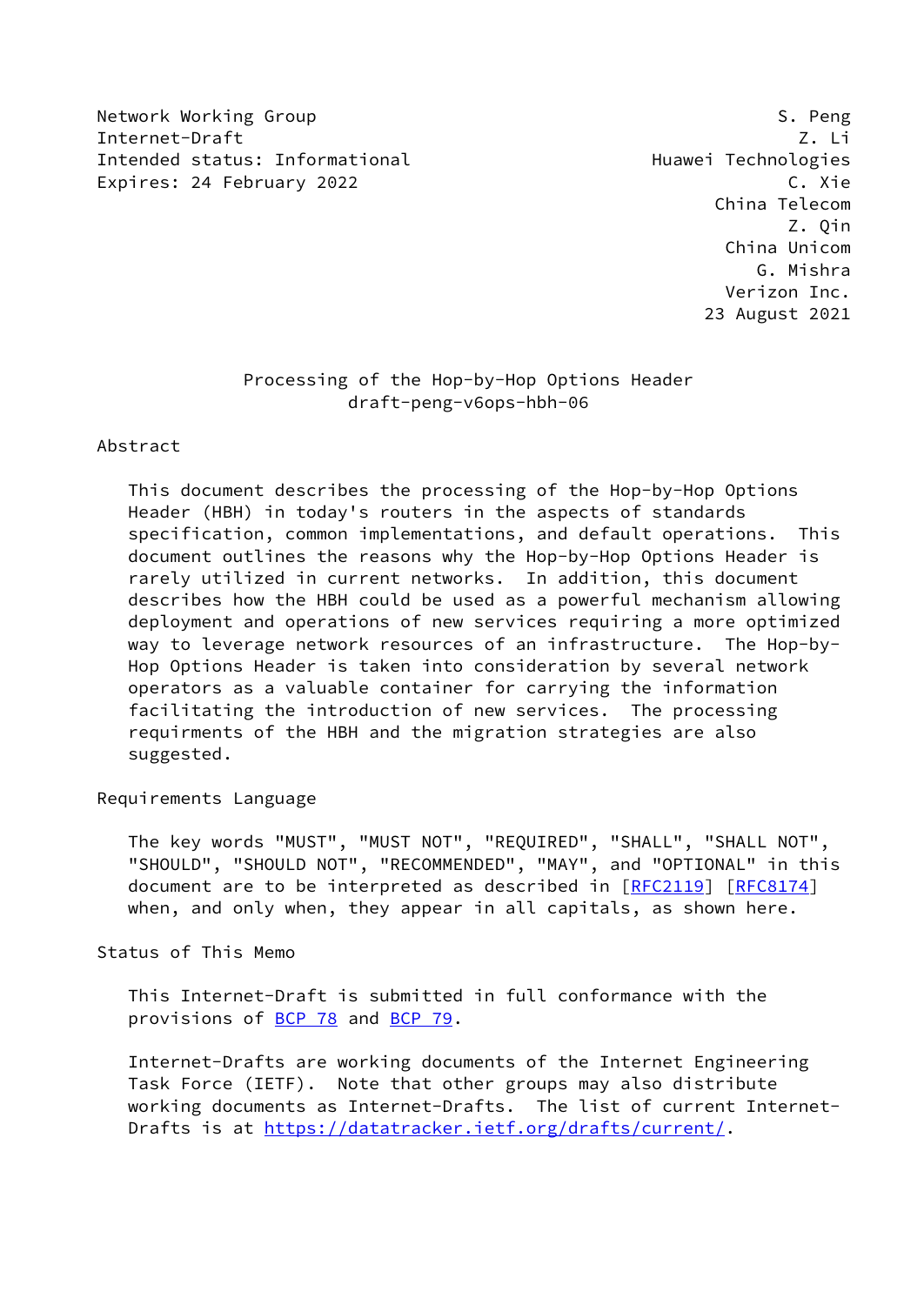Network Working Group S. Peng
Internet-Draft Z. Li
Intended status: Informational Huawei Technologies
Expires: 24 February 2022 C. Xie
China Telecom
Z. Qin
China Unicom
G. Mishra
Verizon Inc.
23 August 2021

# Processing of the Hop-by-Hop Options Header
draft-peng-v6ops-hbh-06

## Abstract

This document describes the processing of the Hop-by-Hop Options Header (HBH) in today's routers in the aspects of standards specification, common implementations, and default operations. This document outlines the reasons why the Hop-by-Hop Options Header is rarely utilized in current networks. In addition, this document describes how the HBH could be used as a powerful mechanism allowing deployment and operations of new services requiring a more optimized way to leverage network resources of an infrastructure. The Hop-by-Hop Options Header is taken into consideration by several network operators as a valuable container for carrying the information facilitating the introduction of new services. The processing requirements of the HBH and the migration strategies are also suggested.

## Requirements Language

The key words "MUST", "MUST NOT", "REQUIRED", "SHALL", "SHALL NOT", "SHOULD", "SHOULD NOT", "RECOMMENDED", "MAY", and "OPTIONAL" in this document are to be interpreted as described in [RFC2119] [RFC8174] when, and only when, they appear in all capitals, as shown here.

## Status of This Memo

This Internet-Draft is submitted in full conformance with the provisions of BCP 78 and BCP 79.

Internet-Drafts are working documents of the Internet Engineering Task Force (IETF). Note that other groups may also distribute working documents as Internet-Drafts. The list of current Internet-Drafts is at https://datatracker.ietf.org/drafts/current/.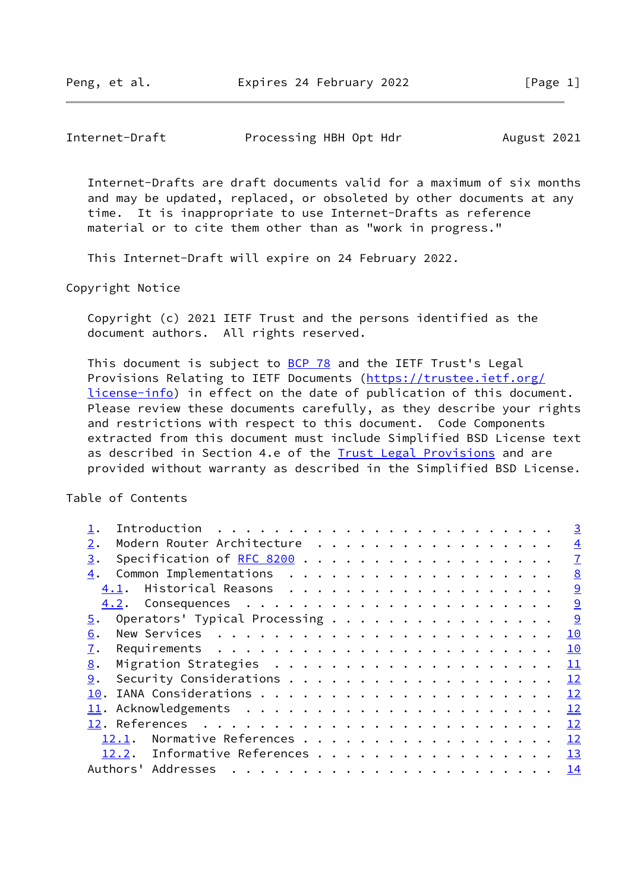Internet-Drafts are draft documents valid for a maximum of six months and may be updated, replaced, or obsoleted by other documents at any time. It is inappropriate to use Internet-Drafts as reference material or to cite them other than as "work in progress."

This Internet-Draft will expire on 24 February 2022.

## Copyright Notice

Copyright (c) 2021 IETF Trust and the persons identified as the document authors. All rights reserved.

This document is subject to BCP 78 and the IETF Trust's Legal Provisions Relating to IETF Documents (https://trustee.ietf.org/license-info) in effect on the date of publication of this document. Please review these documents carefully, as they describe your rights and restrictions with respect to this document. Code Components extracted from this document must include Simplified BSD License text as described in Section 4.e of the Trust Legal Provisions and are provided without warranty as described in the Simplified BSD License.

## Table of Contents

```
1.  Introduction  . . . . . . . . . . . . . . . . . . . . . . . .   3
2.  Modern Router Architecture  . . . . . . . . . . . . . . . . .   4
3.  Specification of RFC 8200 . . . . . . . . . . . . . . . . . .   7
4.  Common Implementations  . . . . . . . . . . . . . . . . . . .   8
  4.1.  Historical Reasons  . . . . . . . . . . . . . . . . . . .   9
  4.2.  Consequences  . . . . . . . . . . . . . . . . . . . . . .   9
5.  Operators' Typical Processing . . . . . . . . . . . . . . . .   9
6.  New Services  . . . . . . . . . . . . . . . . . . . . . . . .  10
7.  Requirements  . . . . . . . . . . . . . . . . . . . . . . . .  10
8.  Migration Strategies  . . . . . . . . . . . . . . . . . . . .  11
9.  Security Considerations . . . . . . . . . . . . . . . . . . .  12
10. IANA Considerations . . . . . . . . . . . . . . . . . . . . .  12
11. Acknowledgements  . . . . . . . . . . . . . . . . . . . . . .  12
12. References  . . . . . . . . . . . . . . . . . . . . . . . . .  12
  12.1.  Normative References . . . . . . . . . . . . . . . . . .  12
  12.2.  Informative References . . . . . . . . . . . . . . . . .  13
Authors' Addresses  . . . . . . . . . . . . . . . . . . . . . . .  14
```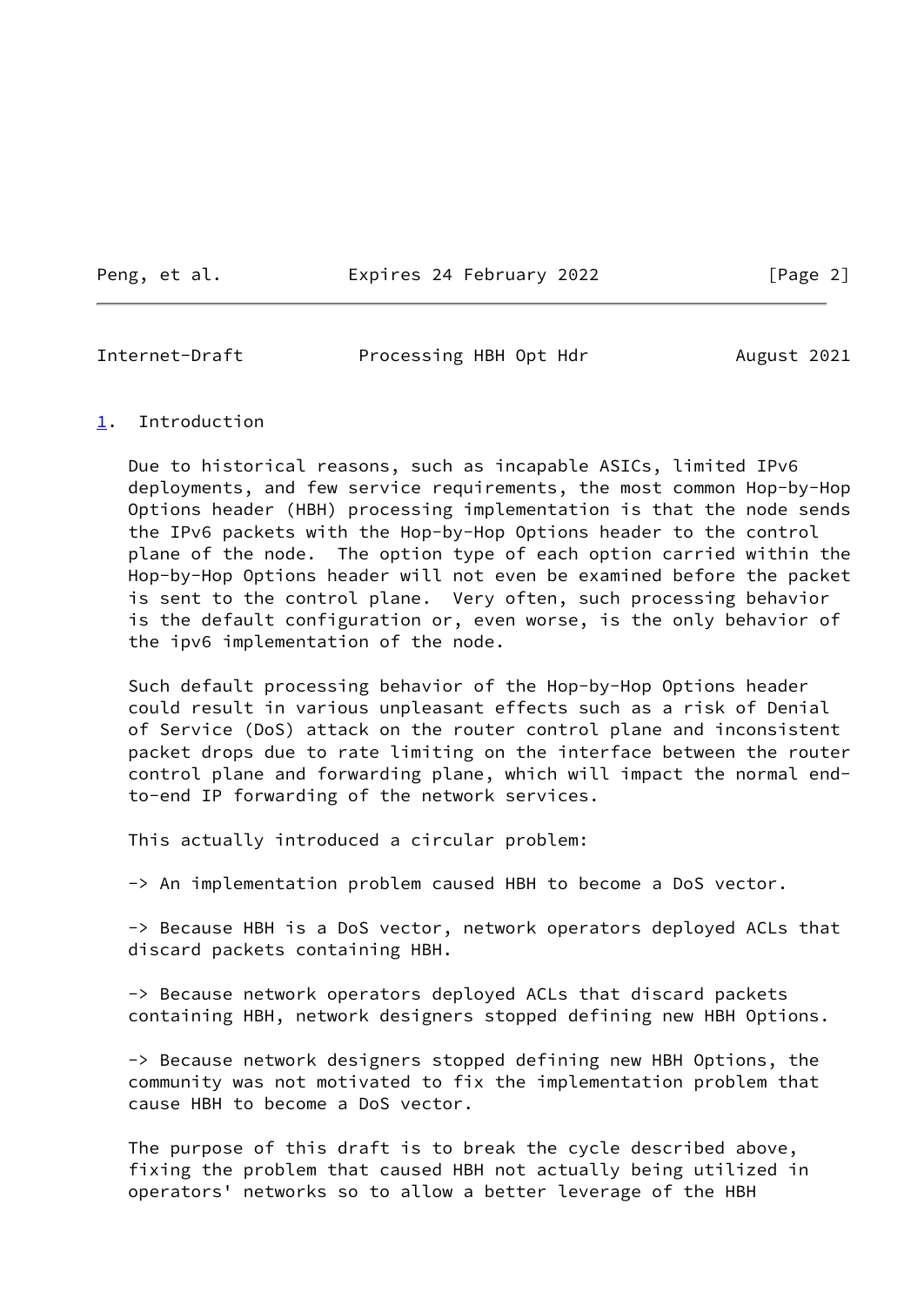## 1. Introduction

Due to historical reasons, such as incapable ASICs, limited IPv6 deployments, and few service requirements, the most common Hop-by-Hop Options header (HBH) processing implementation is that the node sends the IPv6 packets with the Hop-by-Hop Options header to the control plane of the node. The option type of each option carried within the Hop-by-Hop Options header will not even be examined before the packet is sent to the control plane. Very often, such processing behavior is the default configuration or, even worse, is the only behavior of the ipv6 implementation of the node.

Such default processing behavior of the Hop-by-Hop Options header could result in various unpleasant effects such as a risk of Denial of Service (DoS) attack on the router control plane and inconsistent packet drops due to rate limiting on the interface between the router control plane and forwarding plane, which will impact the normal end-to-end IP forwarding of the network services.

This actually introduced a circular problem:

-> An implementation problem caused HBH to become a DoS vector.

-> Because HBH is a DoS vector, network operators deployed ACLs that discard packets containing HBH.

-> Because network operators deployed ACLs that discard packets containing HBH, network designers stopped defining new HBH Options.

-> Because network designers stopped defining new HBH Options, the community was not motivated to fix the implementation problem that cause HBH to become a DoS vector.

The purpose of this draft is to break the cycle described above, fixing the problem that caused HBH not actually being utilized in operators' networks so to allow a better leverage of the HBH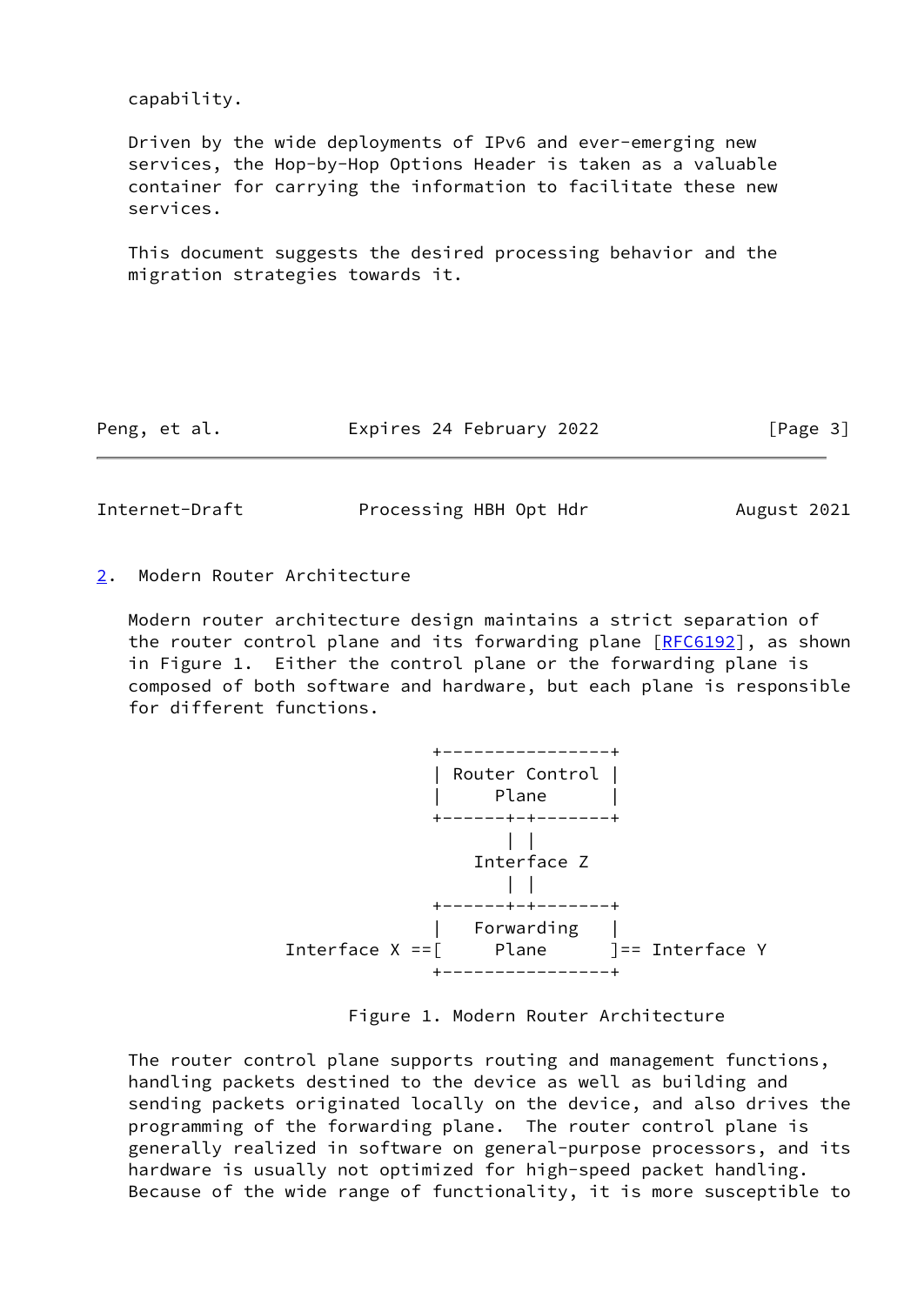capability.

Driven by the wide deployments of IPv6 and ever-emerging new services, the Hop-by-Hop Options Header is taken as a valuable container for carrying the information to facilitate these new services.

This document suggests the desired processing behavior and the migration strategies towards it.

## 2. Modern Router Architecture

Modern router architecture design maintains a strict separation of the router control plane and its forwarding plane [RFC6192], as shown in Figure 1. Either the control plane or the forwarding plane is composed of both software and hardware, but each plane is responsible for different functions.

```
                    +----------------+
                    | Router Control |
                    |     Plane      |
                    +------+-+-------+
                           | |
                       Interface Z
                           | |
                    +------+-+-------+
                    |   Forwarding   |
       Interface X ==[     Plane      ]== Interface Y
                    +----------------+
```

Figure 1. Modern Router Architecture

The router control plane supports routing and management functions, handling packets destined to the device as well as building and sending packets originated locally on the device, and also drives the programming of the forwarding plane. The router control plane is generally realized in software on general-purpose processors, and its hardware is usually not optimized for high-speed packet handling. Because of the wide range of functionality, it is more susceptible to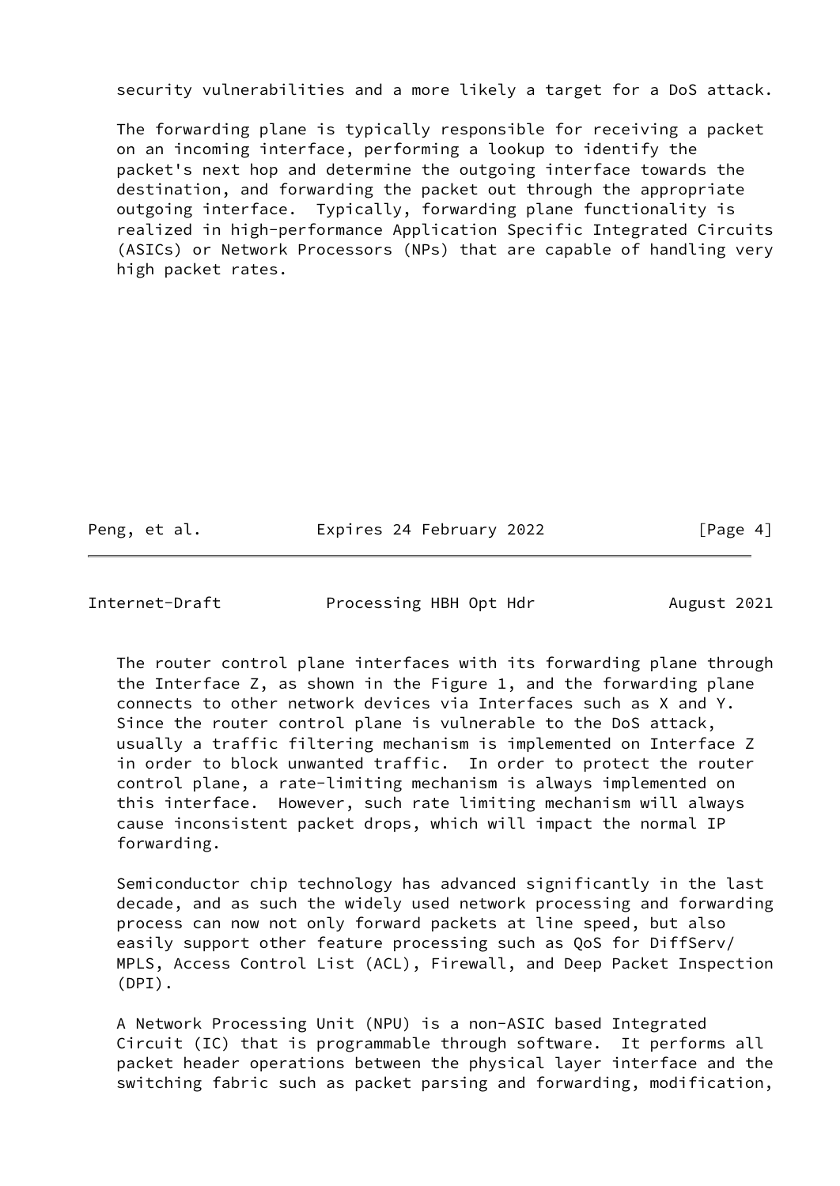security vulnerabilities and a more likely a target for a DoS attack.

The forwarding plane is typically responsible for receiving a packet on an incoming interface, performing a lookup to identify the packet's next hop and determine the outgoing interface towards the destination, and forwarding the packet out through the appropriate outgoing interface. Typically, forwarding plane functionality is realized in high-performance Application Specific Integrated Circuits (ASICs) or Network Processors (NPs) that are capable of handling very high packet rates.

The router control plane interfaces with its forwarding plane through the Interface Z, as shown in the Figure 1, and the forwarding plane connects to other network devices via Interfaces such as X and Y. Since the router control plane is vulnerable to the DoS attack, usually a traffic filtering mechanism is implemented on Interface Z in order to block unwanted traffic. In order to protect the router control plane, a rate-limiting mechanism is always implemented on this interface. However, such rate limiting mechanism will always cause inconsistent packet drops, which will impact the normal IP forwarding.

Semiconductor chip technology has advanced significantly in the last decade, and as such the widely used network processing and forwarding process can now not only forward packets at line speed, but also easily support other feature processing such as QoS for DiffServ/MPLS, Access Control List (ACL), Firewall, and Deep Packet Inspection (DPI).

A Network Processing Unit (NPU) is a non-ASIC based Integrated Circuit (IC) that is programmable through software. It performs all packet header operations between the physical layer interface and the switching fabric such as packet parsing and forwarding, modification,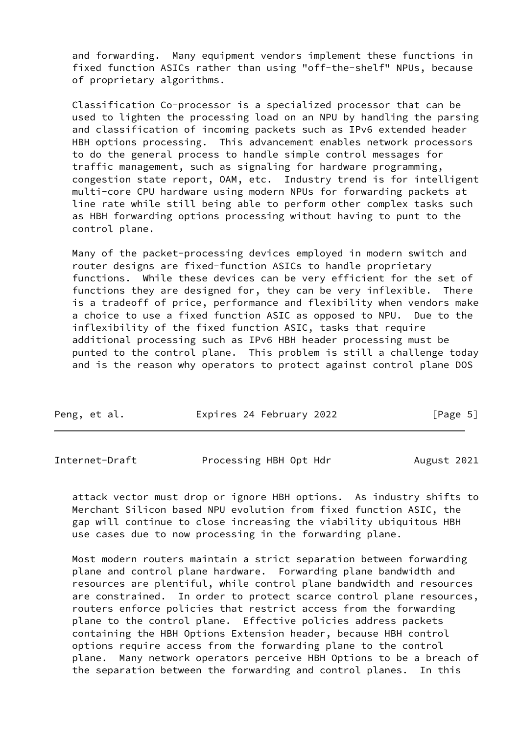and forwarding. Many equipment vendors implement these functions in fixed function ASICs rather than using "off-the-shelf" NPUs, because of proprietary algorithms.

Classification Co-processor is a specialized processor that can be used to lighten the processing load on an NPU by handling the parsing and classification of incoming packets such as IPv6 extended header HBH options processing. This advancement enables network processors to do the general process to handle simple control messages for traffic management, such as signaling for hardware programming, congestion state report, OAM, etc. Industry trend is for intelligent multi-core CPU hardware using modern NPUs for forwarding packets at line rate while still being able to perform other complex tasks such as HBH forwarding options processing without having to punt to the control plane.

Many of the packet-processing devices employed in modern switch and router designs are fixed-function ASICs to handle proprietary functions. While these devices can be very efficient for the set of functions they are designed for, they can be very inflexible. There is a tradeoff of price, performance and flexibility when vendors make a choice to use a fixed function ASIC as opposed to NPU. Due to the inflexibility of the fixed function ASIC, tasks that require additional processing such as IPv6 HBH header processing must be punted to the control plane. This problem is still a challenge today and is the reason why operators to protect against control plane DOS attack vector must drop or ignore HBH options. As industry shifts to Merchant Silicon based NPU evolution from fixed function ASIC, the gap will continue to close increasing the viability ubiquitous HBH use cases due to now processing in the forwarding plane.

Most modern routers maintain a strict separation between forwarding plane and control plane hardware. Forwarding plane bandwidth and resources are plentiful, while control plane bandwidth and resources are constrained. In order to protect scarce control plane resources, routers enforce policies that restrict access from the forwarding plane to the control plane. Effective policies address packets containing the HBH Options Extension header, because HBH control options require access from the forwarding plane to the control plane. Many network operators perceive HBH Options to be a breach of the separation between the forwarding and control planes. In this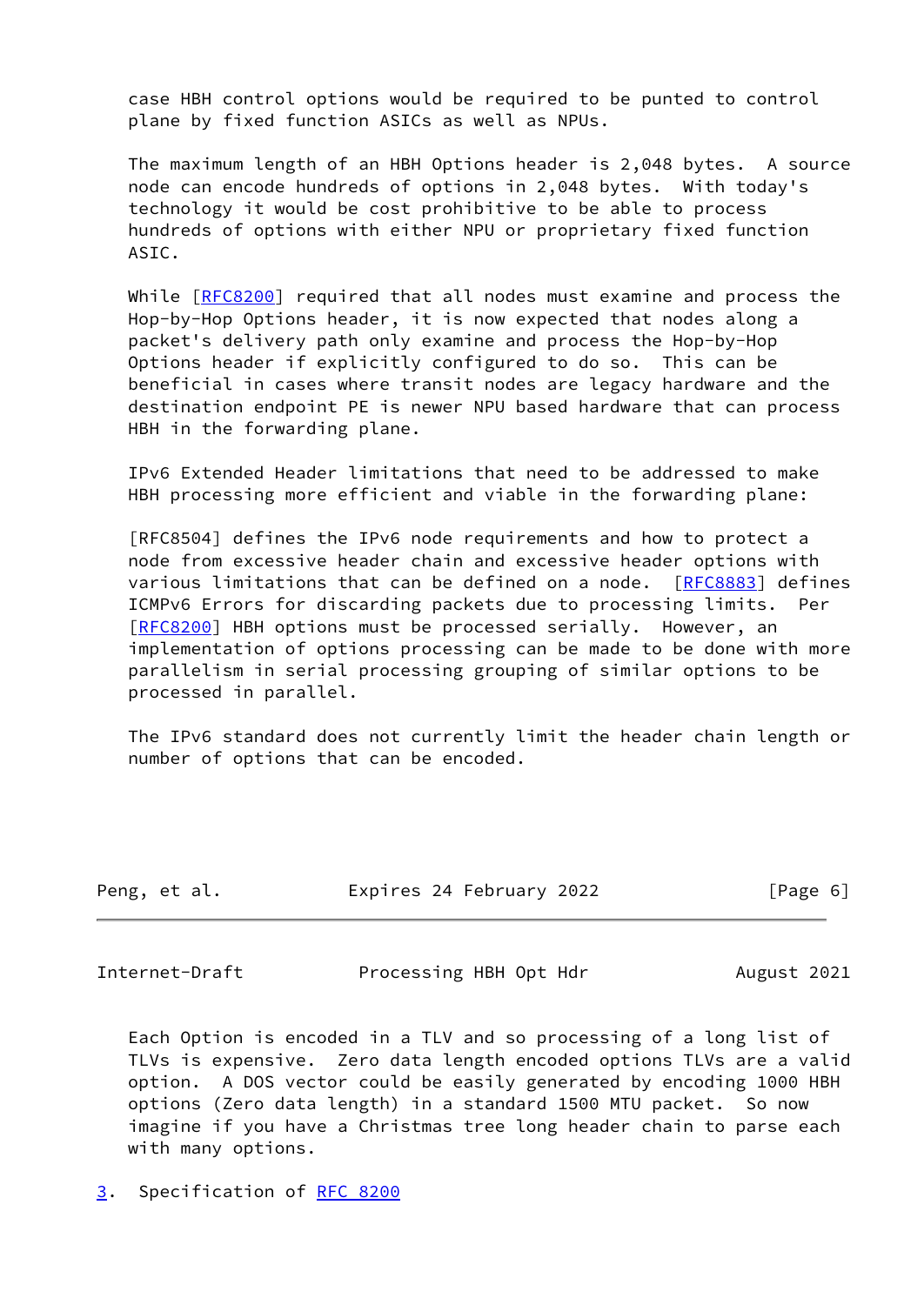case HBH control options would be required to be punted to control plane by fixed function ASICs as well as NPUs.

The maximum length of an HBH Options header is 2,048 bytes. A source node can encode hundreds of options in 2,048 bytes. With today's technology it would be cost prohibitive to be able to process hundreds of options with either NPU or proprietary fixed function ASIC.

While [RFC8200] required that all nodes must examine and process the Hop-by-Hop Options header, it is now expected that nodes along a packet's delivery path only examine and process the Hop-by-Hop Options header if explicitly configured to do so. This can be beneficial in cases where transit nodes are legacy hardware and the destination endpoint PE is newer NPU based hardware that can process HBH in the forwarding plane.

IPv6 Extended Header limitations that need to be addressed to make HBH processing more efficient and viable in the forwarding plane:

[RFC8504] defines the IPv6 node requirements and how to protect a node from excessive header chain and excessive header options with various limitations that can be defined on a node. [RFC8883] defines ICMPv6 Errors for discarding packets due to processing limits. Per [RFC8200] HBH options must be processed serially. However, an implementation of options processing can be made to be done with more parallelism in serial processing grouping of similar options to be processed in parallel.

The IPv6 standard does not currently limit the header chain length or number of options that can be encoded.

Each Option is encoded in a TLV and so processing of a long list of TLVs is expensive. Zero data length encoded options TLVs are a valid option. A DOS vector could be easily generated by encoding 1000 HBH options (Zero data length) in a standard 1500 MTU packet. So now imagine if you have a Christmas tree long header chain to parse each with many options.

## 3. Specification of RFC 8200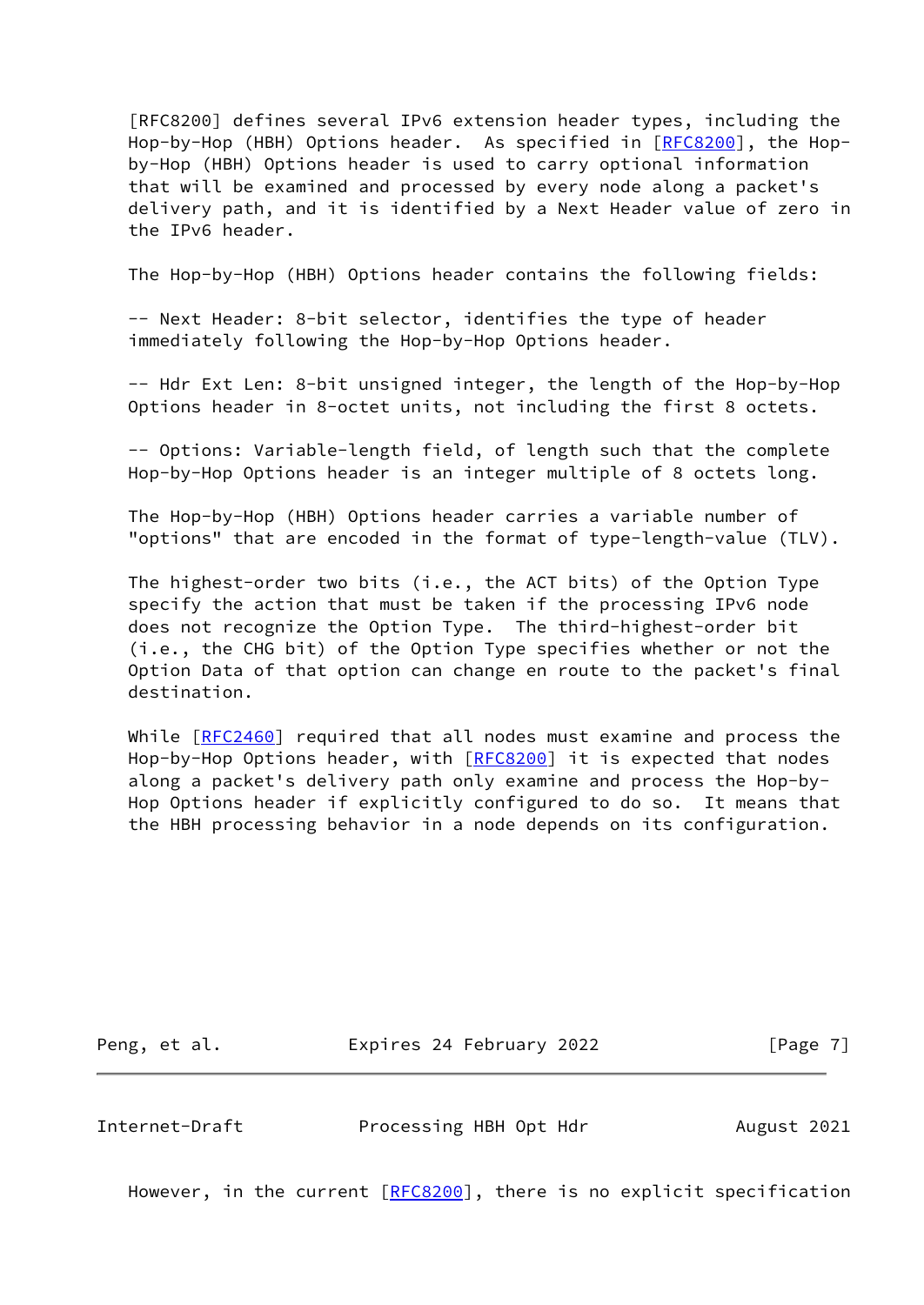[RFC8200] defines several IPv6 extension header types, including the Hop-by-Hop (HBH) Options header. As specified in [RFC8200], the Hop-by-Hop (HBH) Options header is used to carry optional information that will be examined and processed by every node along a packet's delivery path, and it is identified by a Next Header value of zero in the IPv6 header.

The Hop-by-Hop (HBH) Options header contains the following fields:

-- Next Header: 8-bit selector, identifies the type of header immediately following the Hop-by-Hop Options header.

-- Hdr Ext Len: 8-bit unsigned integer, the length of the Hop-by-Hop Options header in 8-octet units, not including the first 8 octets.

-- Options: Variable-length field, of length such that the complete Hop-by-Hop Options header is an integer multiple of 8 octets long.

The Hop-by-Hop (HBH) Options header carries a variable number of "options" that are encoded in the format of type-length-value (TLV).

The highest-order two bits (i.e., the ACT bits) of the Option Type specify the action that must be taken if the processing IPv6 node does not recognize the Option Type. The third-highest-order bit (i.e., the CHG bit) of the Option Type specifies whether or not the Option Data of that option can change en route to the packet's final destination.

While [RFC2460] required that all nodes must examine and process the Hop-by-Hop Options header, with [RFC8200] it is expected that nodes along a packet's delivery path only examine and process the Hop-by-Hop Options header if explicitly configured to do so. It means that the HBH processing behavior in a node depends on its configuration.

However, in the current [RFC8200], there is no explicit specification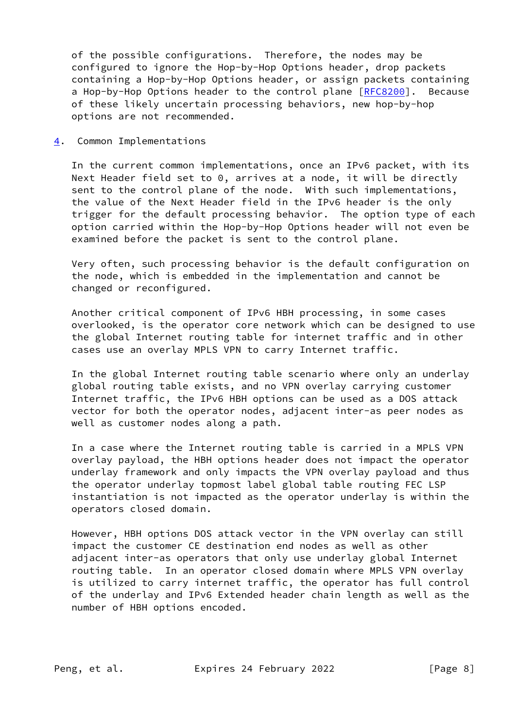of the possible configurations. Therefore, the nodes may be configured to ignore the Hop-by-Hop Options header, drop packets containing a Hop-by-Hop Options header, or assign packets containing a Hop-by-Hop Options header to the control plane [RFC8200]. Because of these likely uncertain processing behaviors, new hop-by-hop options are not recommended.

## 4. Common Implementations

In the current common implementations, once an IPv6 packet, with its Next Header field set to 0, arrives at a node, it will be directly sent to the control plane of the node. With such implementations, the value of the Next Header field in the IPv6 header is the only trigger for the default processing behavior. The option type of each option carried within the Hop-by-Hop Options header will not even be examined before the packet is sent to the control plane.

Very often, such processing behavior is the default configuration on the node, which is embedded in the implementation and cannot be changed or reconfigured.

Another critical component of IPv6 HBH processing, in some cases overlooked, is the operator core network which can be designed to use the global Internet routing table for internet traffic and in other cases use an overlay MPLS VPN to carry Internet traffic.

In the global Internet routing table scenario where only an underlay global routing table exists, and no VPN overlay carrying customer Internet traffic, the IPv6 HBH options can be used as a DOS attack vector for both the operator nodes, adjacent inter-as peer nodes as well as customer nodes along a path.

In a case where the Internet routing table is carried in a MPLS VPN overlay payload, the HBH options header does not impact the operator underlay framework and only impacts the VPN overlay payload and thus the operator underlay topmost label global table routing FEC LSP instantiation is not impacted as the operator underlay is within the operators closed domain.

However, HBH options DOS attack vector in the VPN overlay can still impact the customer CE destination end nodes as well as other adjacent inter-as operators that only use underlay global Internet routing table. In an operator closed domain where MPLS VPN overlay is utilized to carry internet traffic, the operator has full control of the underlay and IPv6 Extended header chain length as well as the number of HBH options encoded.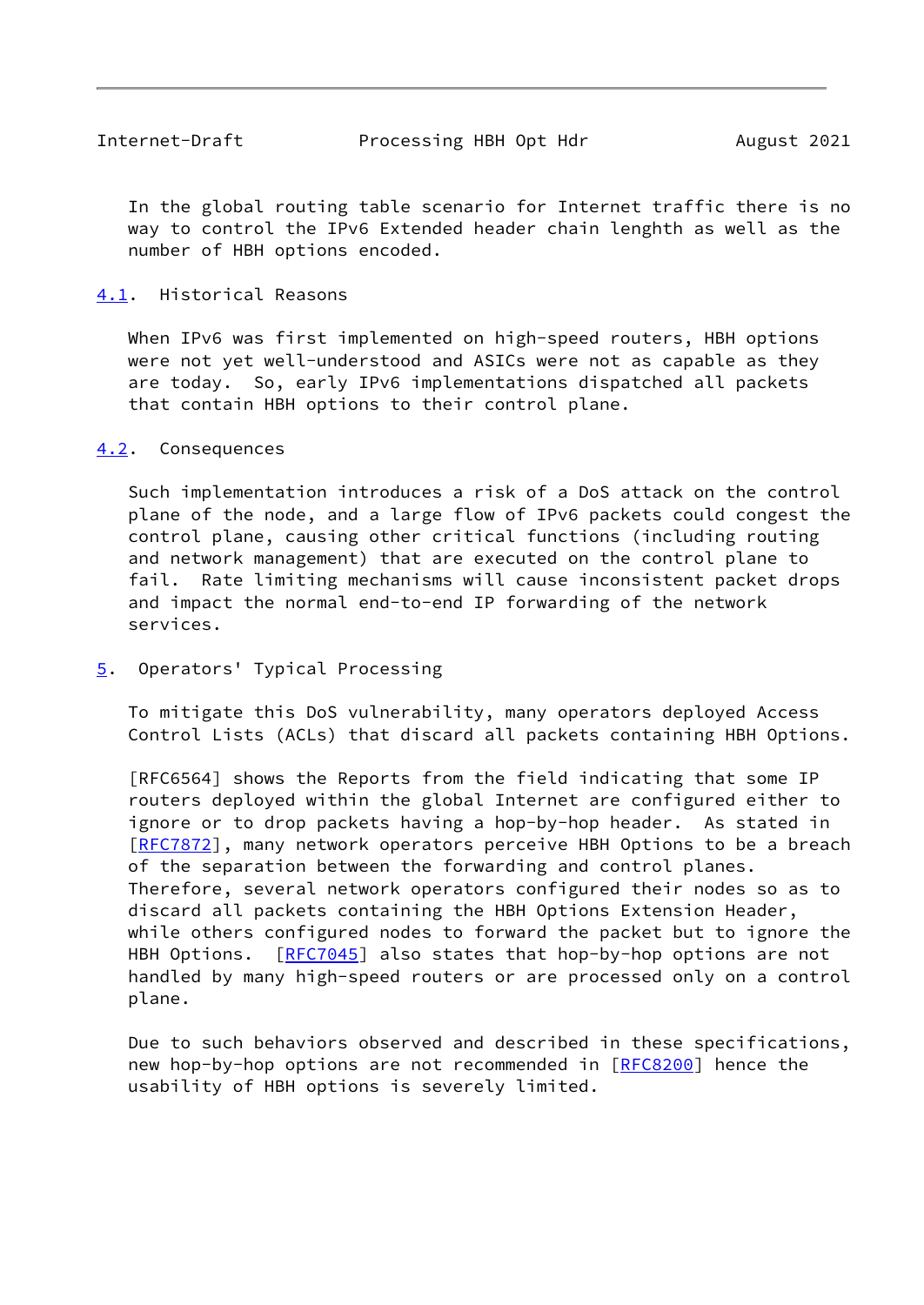In the global routing table scenario for Internet traffic there is no way to control the IPv6 Extended header chain lenghth as well as the number of HBH options encoded.

### 4.1. Historical Reasons

When IPv6 was first implemented on high-speed routers, HBH options were not yet well-understood and ASICs were not as capable as they are today. So, early IPv6 implementations dispatched all packets that contain HBH options to their control plane.

### 4.2. Consequences

Such implementation introduces a risk of a DoS attack on the control plane of the node, and a large flow of IPv6 packets could congest the control plane, causing other critical functions (including routing and network management) that are executed on the control plane to fail. Rate limiting mechanisms will cause inconsistent packet drops and impact the normal end-to-end IP forwarding of the network services.

## 5. Operators' Typical Processing

To mitigate this DoS vulnerability, many operators deployed Access Control Lists (ACLs) that discard all packets containing HBH Options.

[RFC6564] shows the Reports from the field indicating that some IP routers deployed within the global Internet are configured either to ignore or to drop packets having a hop-by-hop header. As stated in [RFC7872], many network operators perceive HBH Options to be a breach of the separation between the forwarding and control planes. Therefore, several network operators configured their nodes so as to discard all packets containing the HBH Options Extension Header, while others configured nodes to forward the packet but to ignore the HBH Options. [RFC7045] also states that hop-by-hop options are not handled by many high-speed routers or are processed only on a control plane.

Due to such behaviors observed and described in these specifications, new hop-by-hop options are not recommended in [RFC8200] hence the usability of HBH options is severely limited.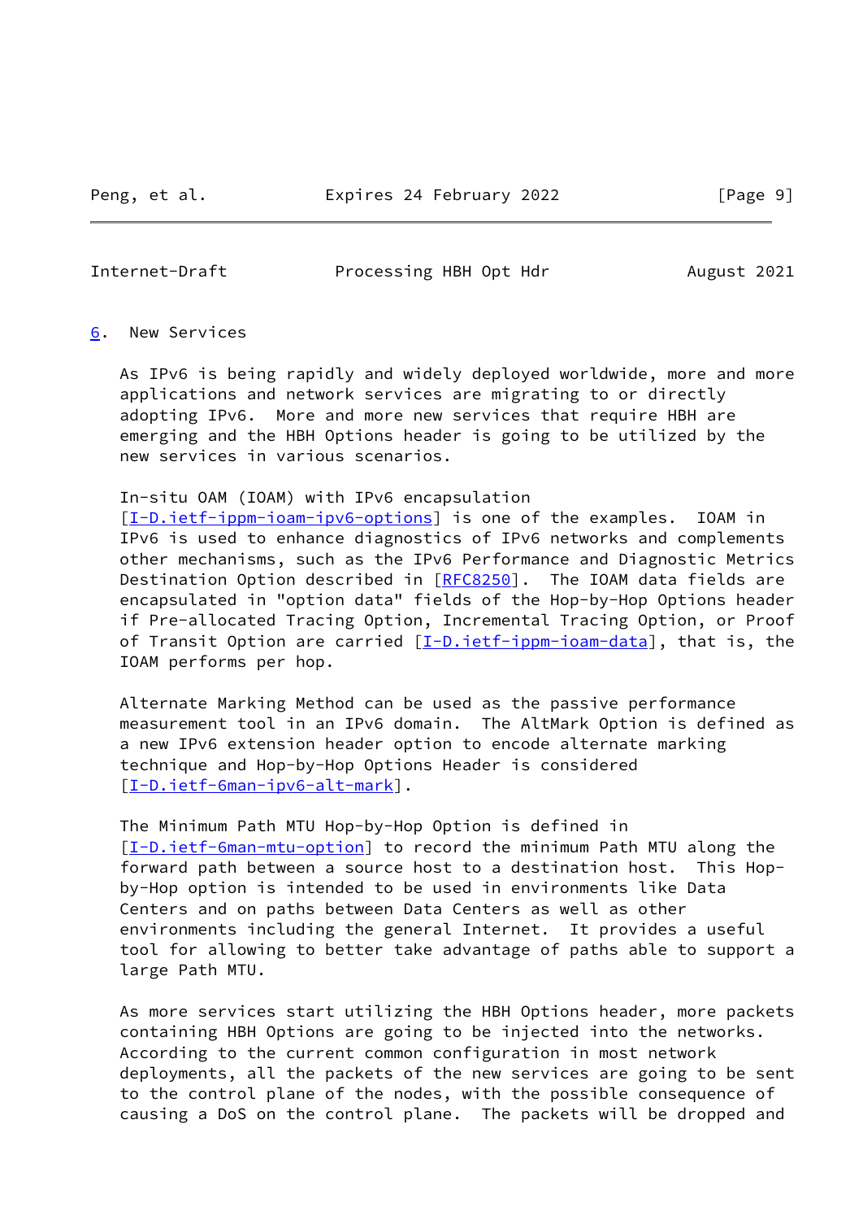## 6. New Services

As IPv6 is being rapidly and widely deployed worldwide, more and more applications and network services are migrating to or directly adopting IPv6. More and more new services that require HBH are emerging and the HBH Options header is going to be utilized by the new services in various scenarios.

In-situ OAM (IOAM) with IPv6 encapsulation [I-D.ietf-ippm-ioam-ipv6-options] is one of the examples. IOAM in IPv6 is used to enhance diagnostics of IPv6 networks and complements other mechanisms, such as the IPv6 Performance and Diagnostic Metrics Destination Option described in [RFC8250]. The IOAM data fields are encapsulated in "option data" fields of the Hop-by-Hop Options header if Pre-allocated Tracing Option, Incremental Tracing Option, or Proof of Transit Option are carried [I-D.ietf-ippm-ioam-data], that is, the IOAM performs per hop.

Alternate Marking Method can be used as the passive performance measurement tool in an IPv6 domain. The AltMark Option is defined as a new IPv6 extension header option to encode alternate marking technique and Hop-by-Hop Options Header is considered [I-D.ietf-6man-ipv6-alt-mark].

The Minimum Path MTU Hop-by-Hop Option is defined in [I-D.ietf-6man-mtu-option] to record the minimum Path MTU along the forward path between a source host to a destination host. This Hop-by-Hop option is intended to be used in environments like Data Centers and on paths between Data Centers as well as other environments including the general Internet. It provides a useful tool for allowing to better take advantage of paths able to support a large Path MTU.

As more services start utilizing the HBH Options header, more packets containing HBH Options are going to be injected into the networks. According to the current common configuration in most network deployments, all the packets of the new services are going to be sent to the control plane of the nodes, with the possible consequence of causing a DoS on the control plane. The packets will be dropped and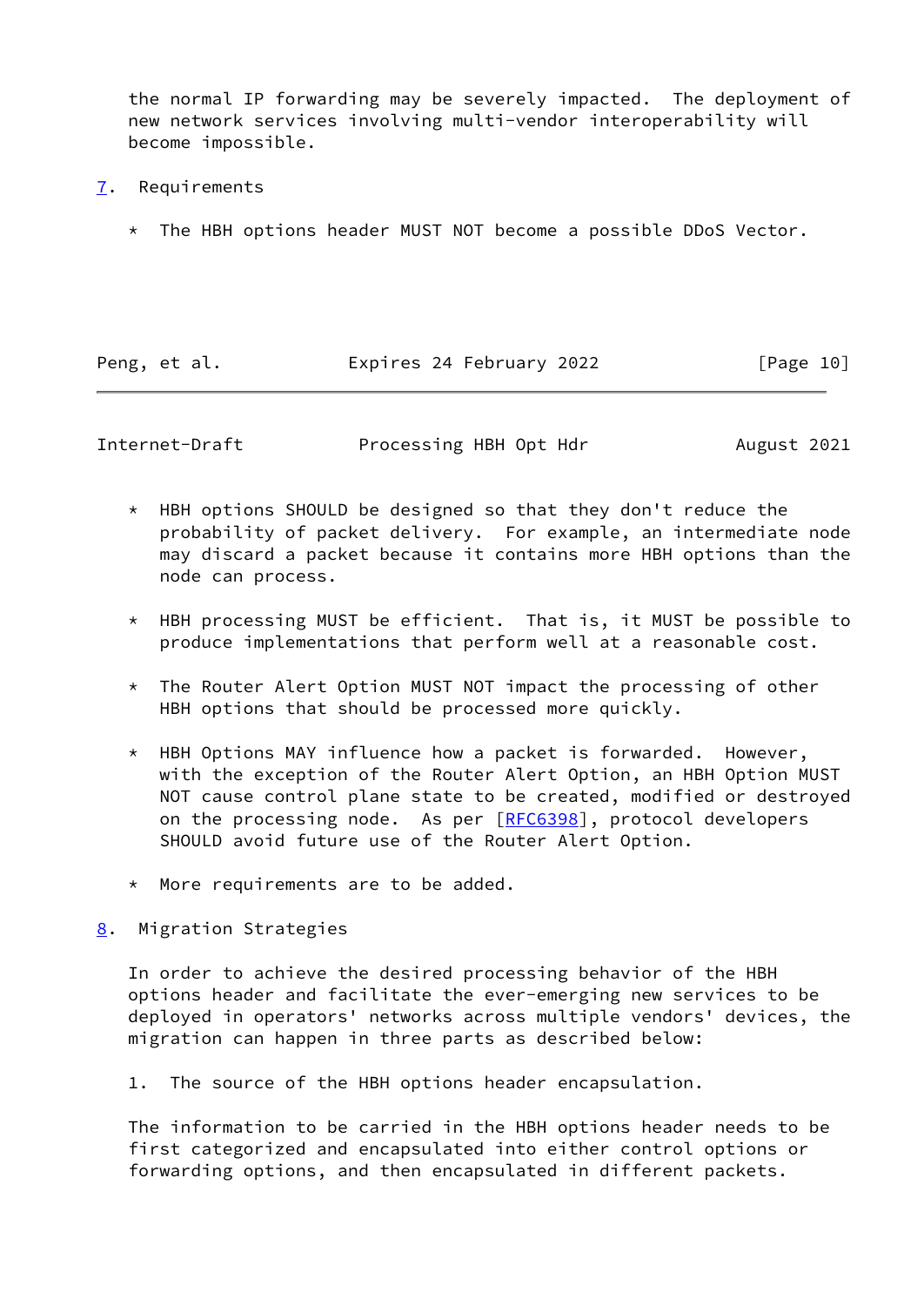the normal IP forwarding may be severely impacted. The deployment of new network services involving multi-vendor interoperability will become impossible.

## 7. Requirements

* The HBH options header MUST NOT become a possible DDoS Vector.

* HBH options SHOULD be designed so that they don't reduce the probability of packet delivery. For example, an intermediate node may discard a packet because it contains more HBH options than the node can process.

* HBH processing MUST be efficient. That is, it MUST be possible to produce implementations that perform well at a reasonable cost.

* The Router Alert Option MUST NOT impact the processing of other HBH options that should be processed more quickly.

* HBH Options MAY influence how a packet is forwarded. However, with the exception of the Router Alert Option, an HBH Option MUST NOT cause control plane state to be created, modified or destroyed on the processing node. As per [RFC6398], protocol developers SHOULD avoid future use of the Router Alert Option.

* More requirements are to be added.

## 8. Migration Strategies

In order to achieve the desired processing behavior of the HBH options header and facilitate the ever-emerging new services to be deployed in operators' networks across multiple vendors' devices, the migration can happen in three parts as described below:

1. The source of the HBH options header encapsulation.

The information to be carried in the HBH options header needs to be first categorized and encapsulated into either control options or forwarding options, and then encapsulated in different packets.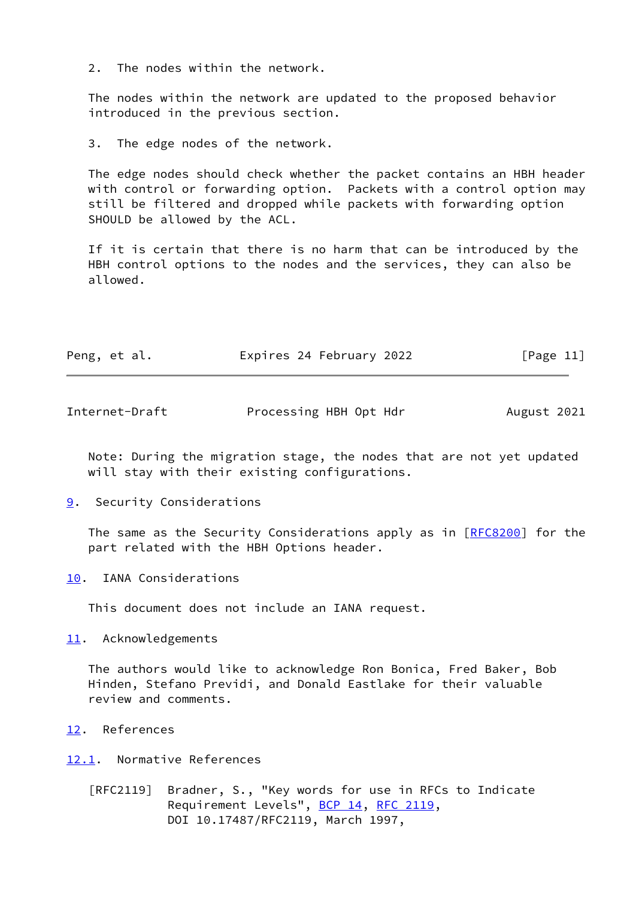2. The nodes within the network.

The nodes within the network are updated to the proposed behavior introduced in the previous section.

3. The edge nodes of the network.

The edge nodes should check whether the packet contains an HBH header with control or forwarding option. Packets with a control option may still be filtered and dropped while packets with forwarding option SHOULD be allowed by the ACL.

If it is certain that there is no harm that can be introduced by the HBH control options to the nodes and the services, they can also be allowed.

Note: During the migration stage, the nodes that are not yet updated will stay with their existing configurations.

## 9. Security Considerations

The same as the Security Considerations apply as in [RFC8200] for the part related with the HBH Options header.

## 10. IANA Considerations

This document does not include an IANA request.

## 11. Acknowledgements

The authors would like to acknowledge Ron Bonica, Fred Baker, Bob Hinden, Stefano Previdi, and Donald Eastlake for their valuable review and comments.

## 12. References

### 12.1. Normative References

[RFC2119] Bradner, S., "Key words for use in RFCs to Indicate Requirement Levels", BCP 14, RFC 2119, DOI 10.17487/RFC2119, March 1997,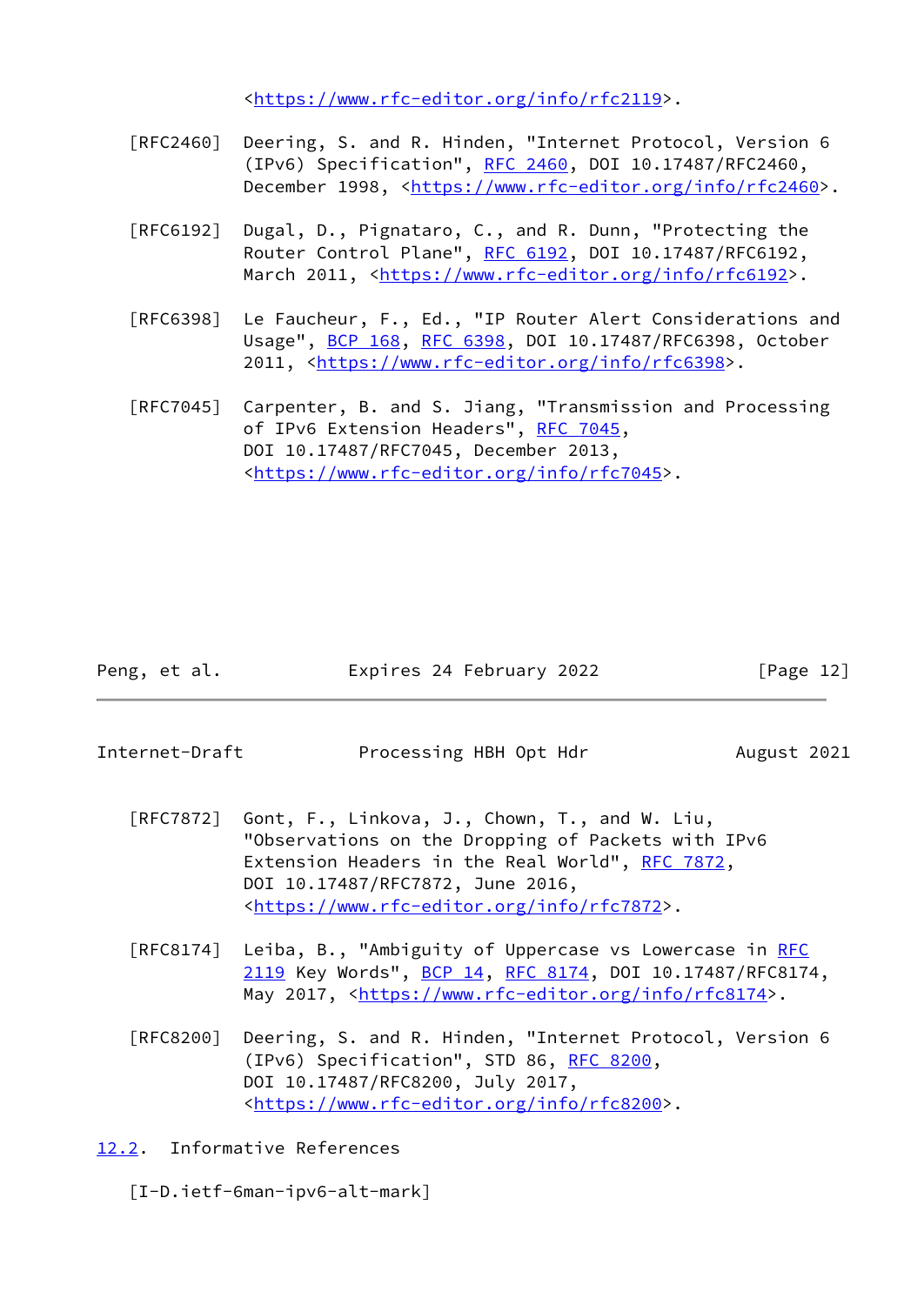<https://www.rfc-editor.org/info/rfc2119>.

[RFC2460] Deering, S. and R. Hinden, "Internet Protocol, Version 6 (IPv6) Specification", RFC 2460, DOI 10.17487/RFC2460, December 1998, <https://www.rfc-editor.org/info/rfc2460>.

[RFC6192] Dugal, D., Pignataro, C., and R. Dunn, "Protecting the Router Control Plane", RFC 6192, DOI 10.17487/RFC6192, March 2011, <https://www.rfc-editor.org/info/rfc6192>.

[RFC6398] Le Faucheur, F., Ed., "IP Router Alert Considerations and Usage", BCP 168, RFC 6398, DOI 10.17487/RFC6398, October 2011, <https://www.rfc-editor.org/info/rfc6398>.

[RFC7045] Carpenter, B. and S. Jiang, "Transmission and Processing of IPv6 Extension Headers", RFC 7045, DOI 10.17487/RFC7045, December 2013, <https://www.rfc-editor.org/info/rfc7045>.

[RFC7872] Gont, F., Linkova, J., Chown, T., and W. Liu, "Observations on the Dropping of Packets with IPv6 Extension Headers in the Real World", RFC 7872, DOI 10.17487/RFC7872, June 2016, <https://www.rfc-editor.org/info/rfc7872>.

[RFC8174] Leiba, B., "Ambiguity of Uppercase vs Lowercase in RFC 2119 Key Words", BCP 14, RFC 8174, DOI 10.17487/RFC8174, May 2017, <https://www.rfc-editor.org/info/rfc8174>.

[RFC8200] Deering, S. and R. Hinden, "Internet Protocol, Version 6 (IPv6) Specification", STD 86, RFC 8200, DOI 10.17487/RFC8200, July 2017, <https://www.rfc-editor.org/info/rfc8200>.

### 12.2. Informative References

[I-D.ietf-6man-ipv6-alt-mark]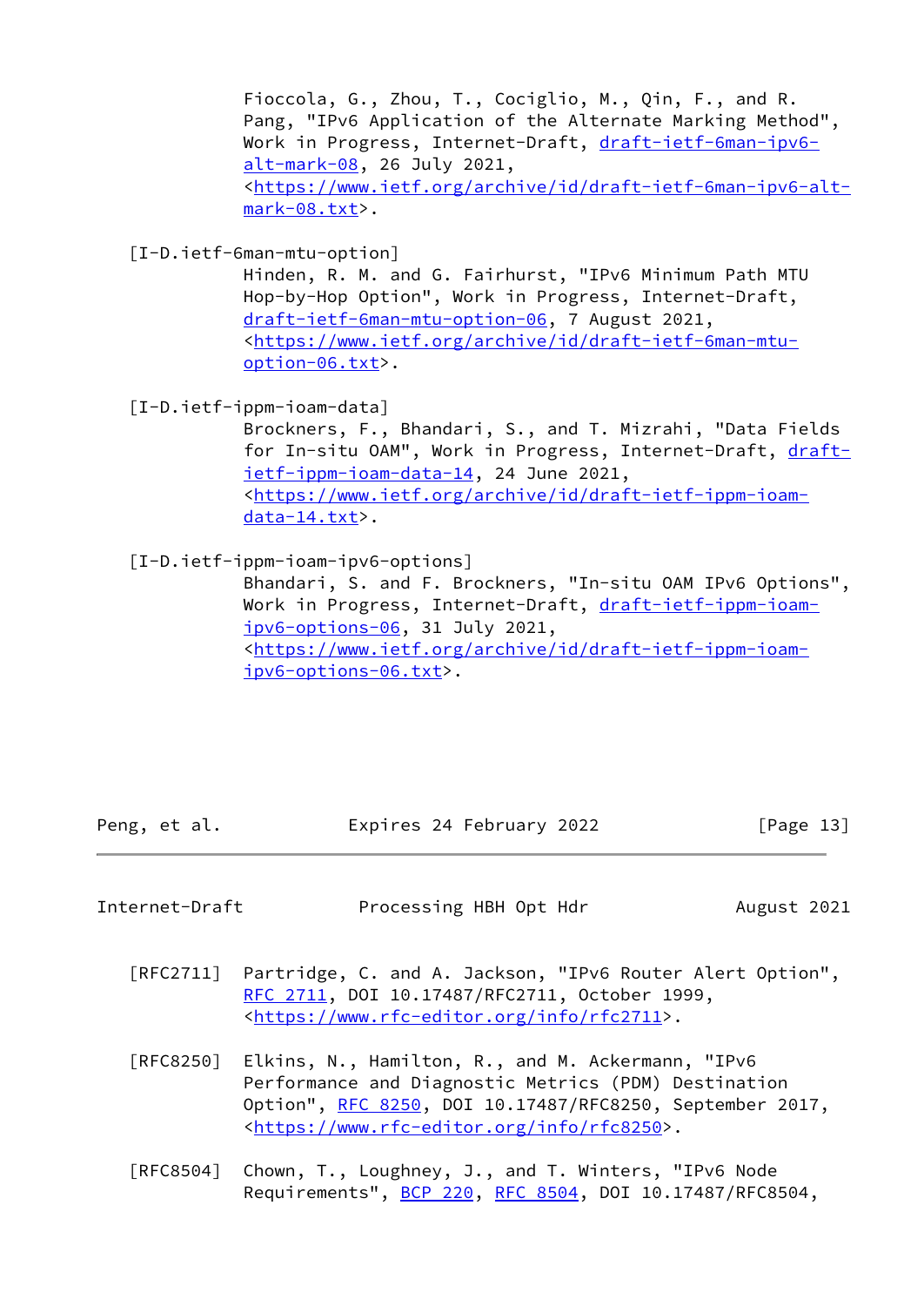Fioccola, G., Zhou, T., Cociglio, M., Qin, F., and R. Pang, "IPv6 Application of the Alternate Marking Method", Work in Progress, Internet-Draft, draft-ietf-6man-ipv6-alt-mark-08, 26 July 2021, <https://www.ietf.org/archive/id/draft-ietf-6man-ipv6-alt-mark-08.txt>.

[I-D.ietf-6man-mtu-option]
Hinden, R. M. and G. Fairhurst, "IPv6 Minimum Path MTU Hop-by-Hop Option", Work in Progress, Internet-Draft, draft-ietf-6man-mtu-option-06, 7 August 2021, <https://www.ietf.org/archive/id/draft-ietf-6man-mtu-option-06.txt>.

[I-D.ietf-ippm-ioam-data]
Brockners, F., Bhandari, S., and T. Mizrahi, "Data Fields for In-situ OAM", Work in Progress, Internet-Draft, draft-ietf-ippm-ioam-data-14, 24 June 2021, <https://www.ietf.org/archive/id/draft-ietf-ippm-ioam-data-14.txt>.

[I-D.ietf-ippm-ioam-ipv6-options]
Bhandari, S. and F. Brockners, "In-situ OAM IPv6 Options", Work in Progress, Internet-Draft, draft-ietf-ippm-ioam-ipv6-options-06, 31 July 2021, <https://www.ietf.org/archive/id/draft-ietf-ippm-ioam-ipv6-options-06.txt>.

[RFC2711] Partridge, C. and A. Jackson, "IPv6 Router Alert Option", RFC 2711, DOI 10.17487/RFC2711, October 1999, <https://www.rfc-editor.org/info/rfc2711>.

[RFC8250] Elkins, N., Hamilton, R., and M. Ackermann, "IPv6 Performance and Diagnostic Metrics (PDM) Destination Option", RFC 8250, DOI 10.17487/RFC8250, September 2017, <https://www.rfc-editor.org/info/rfc8250>.

[RFC8504] Chown, T., Loughney, J., and T. Winters, "IPv6 Node Requirements", BCP 220, RFC 8504, DOI 10.17487/RFC8504,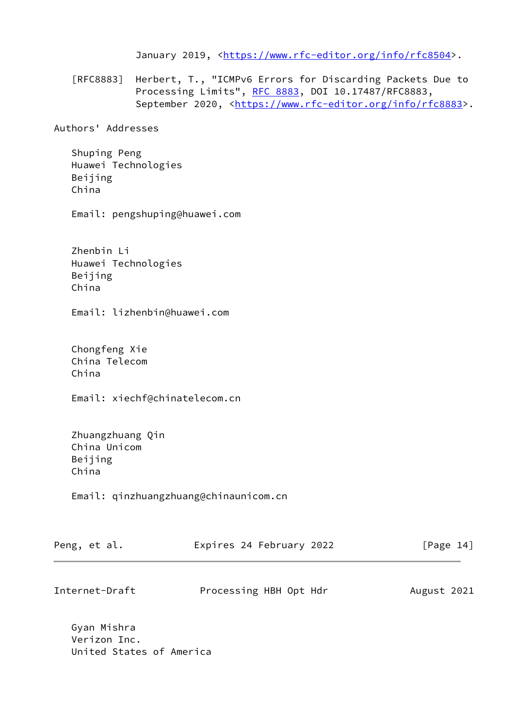January 2019, <https://www.rfc-editor.org/info/rfc8504>.

[RFC8883] Herbert, T., "ICMPv6 Errors for Discarding Packets Due to Processing Limits", RFC 8883, DOI 10.17487/RFC8883, September 2020, <https://www.rfc-editor.org/info/rfc8883>.

## Authors' Addresses

Shuping Peng
Huawei Technologies
Beijing
China

Email: pengshuping@huawei.com

Zhenbin Li
Huawei Technologies
Beijing
China

Email: lizhenbin@huawei.com

Chongfeng Xie
China Telecom
China

Email: xiechf@chinatelecom.cn

Zhuangzhuang Qin
China Unicom
Beijing
China

Email: qinzhuangzhuang@chinaunicom.cn

Gyan Mishra
Verizon Inc.
United States of America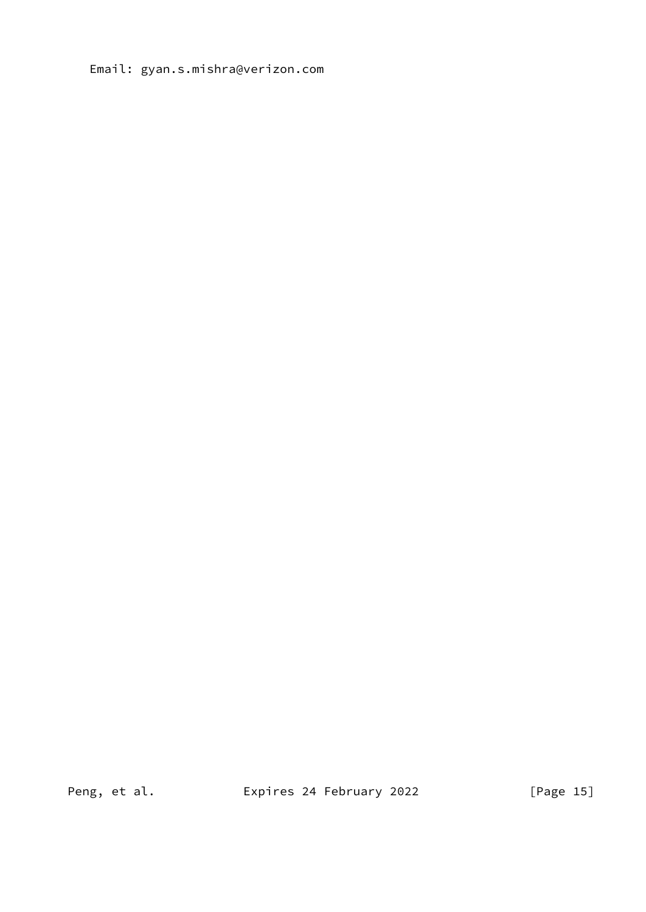Email: gyan.s.mishra@verizon.com